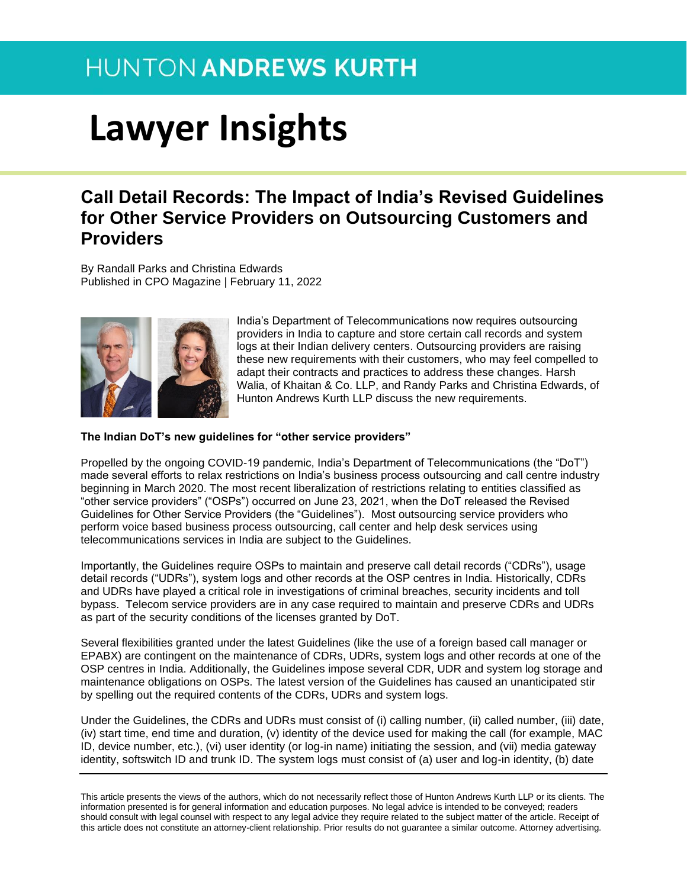HUNTON ANDREWS KURTH

# Lawyer Insights

## Call Detail Records: The Impact of India's Revised Guidelines for Other Service Providers on Outsourcing Customers and Providers

By Randall Parks and Christina Edwards
Published in CPO Magazine | February 11, 2022

India's Department of Telecommunications now requires outsourcing providers in India to capture and store certain call records and system logs at their Indian delivery centers. Outsourcing providers are raising these new requirements with their customers, who may feel compelled to adapt their contracts and practices to address these changes. Harsh Walia, of Khaitan & Co. LLP, and Randy Parks and Christina Edwards, of Hunton Andrews Kurth LLP discuss the new requirements.

**The Indian DoT's new guidelines for "other service providers"**

Propelled by the ongoing COVID-19 pandemic, India's Department of Telecommunications (the "DoT") made several efforts to relax restrictions on India's business process outsourcing and call centre industry beginning in March 2020. The most recent liberalization of restrictions relating to entities classified as "other service providers" ("OSPs") occurred on June 23, 2021, when the DoT released the Revised Guidelines for Other Service Providers (the "Guidelines"). Most outsourcing service providers who perform voice based business process outsourcing, call center and help desk services using telecommunications services in India are subject to the Guidelines.

Importantly, the Guidelines require OSPs to maintain and preserve call detail records ("CDRs"), usage detail records ("UDRs"), system logs and other records at the OSP centres in India. Historically, CDRs and UDRs have played a critical role in investigations of criminal breaches, security incidents and toll bypass. Telecom service providers are in any case required to maintain and preserve CDRs and UDRs as part of the security conditions of the licenses granted by DoT.

Several flexibilities granted under the latest Guidelines (like the use of a foreign based call manager or EPABX) are contingent on the maintenance of CDRs, UDRs, system logs and other records at one of the OSP centres in India. Additionally, the Guidelines impose several CDR, UDR and system log storage and maintenance obligations on OSPs. The latest version of the Guidelines has caused an unanticipated stir by spelling out the required contents of the CDRs, UDRs and system logs.

Under the Guidelines, the CDRs and UDRs must consist of (i) calling number, (ii) called number, (iii) date, (iv) start time, end time and duration, (v) identity of the device used for making the call (for example, MAC ID, device number, etc.), (vi) user identity (or log-in name) initiating the session, and (vii) media gateway identity, softswitch ID and trunk ID. The system logs must consist of (a) user and log-in identity, (b) date

This article presents the views of the authors, which do not necessarily reflect those of Hunton Andrews Kurth LLP or its clients. The information presented is for general information and education purposes. No legal advice is intended to be conveyed; readers should consult with legal counsel with respect to any legal advice they require related to the subject matter of the article. Receipt of this article does not constitute an attorney-client relationship. Prior results do not guarantee a similar outcome. Attorney advertising.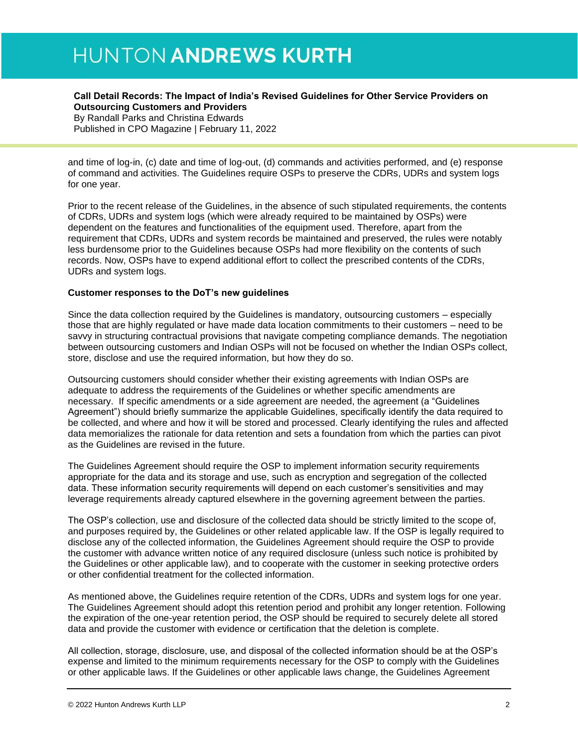and time of log-in, (c) date and time of log-out, (d) commands and activities performed, and (e) response of command and activities. The Guidelines require OSPs to preserve the CDRs, UDRs and system logs for one year.

Prior to the recent release of the Guidelines, in the absence of such stipulated requirements, the contents of CDRs, UDRs and system logs (which were already required to be maintained by OSPs) were dependent on the features and functionalities of the equipment used. Therefore, apart from the requirement that CDRs, UDRs and system records be maintained and preserved, the rules were notably less burdensome prior to the Guidelines because OSPs had more flexibility on the contents of such records. Now, OSPs have to expend additional effort to collect the prescribed contents of the CDRs, UDRs and system logs.

**Customer responses to the DoT's new guidelines**

Since the data collection required by the Guidelines is mandatory, outsourcing customers – especially those that are highly regulated or have made data location commitments to their customers – need to be savvy in structuring contractual provisions that navigate competing compliance demands. The negotiation between outsourcing customers and Indian OSPs will not be focused on whether the Indian OSPs collect, store, disclose and use the required information, but how they do so.

Outsourcing customers should consider whether their existing agreements with Indian OSPs are adequate to address the requirements of the Guidelines or whether specific amendments are necessary. If specific amendments or a side agreement are needed, the agreement (a "Guidelines Agreement") should briefly summarize the applicable Guidelines, specifically identify the data required to be collected, and where and how it will be stored and processed. Clearly identifying the rules and affected data memorializes the rationale for data retention and sets a foundation from which the parties can pivot as the Guidelines are revised in the future.

The Guidelines Agreement should require the OSP to implement information security requirements appropriate for the data and its storage and use, such as encryption and segregation of the collected data. These information security requirements will depend on each customer's sensitivities and may leverage requirements already captured elsewhere in the governing agreement between the parties.

The OSP's collection, use and disclosure of the collected data should be strictly limited to the scope of, and purposes required by, the Guidelines or other related applicable law. If the OSP is legally required to disclose any of the collected information, the Guidelines Agreement should require the OSP to provide the customer with advance written notice of any required disclosure (unless such notice is prohibited by the Guidelines or other applicable law), and to cooperate with the customer in seeking protective orders or other confidential treatment for the collected information.

As mentioned above, the Guidelines require retention of the CDRs, UDRs and system logs for one year. The Guidelines Agreement should adopt this retention period and prohibit any longer retention. Following the expiration of the one-year retention period, the OSP should be required to securely delete all stored data and provide the customer with evidence or certification that the deletion is complete.

All collection, storage, disclosure, use, and disposal of the collected information should be at the OSP's expense and limited to the minimum requirements necessary for the OSP to comply with the Guidelines or other applicable laws. If the Guidelines or other applicable laws change, the Guidelines Agreement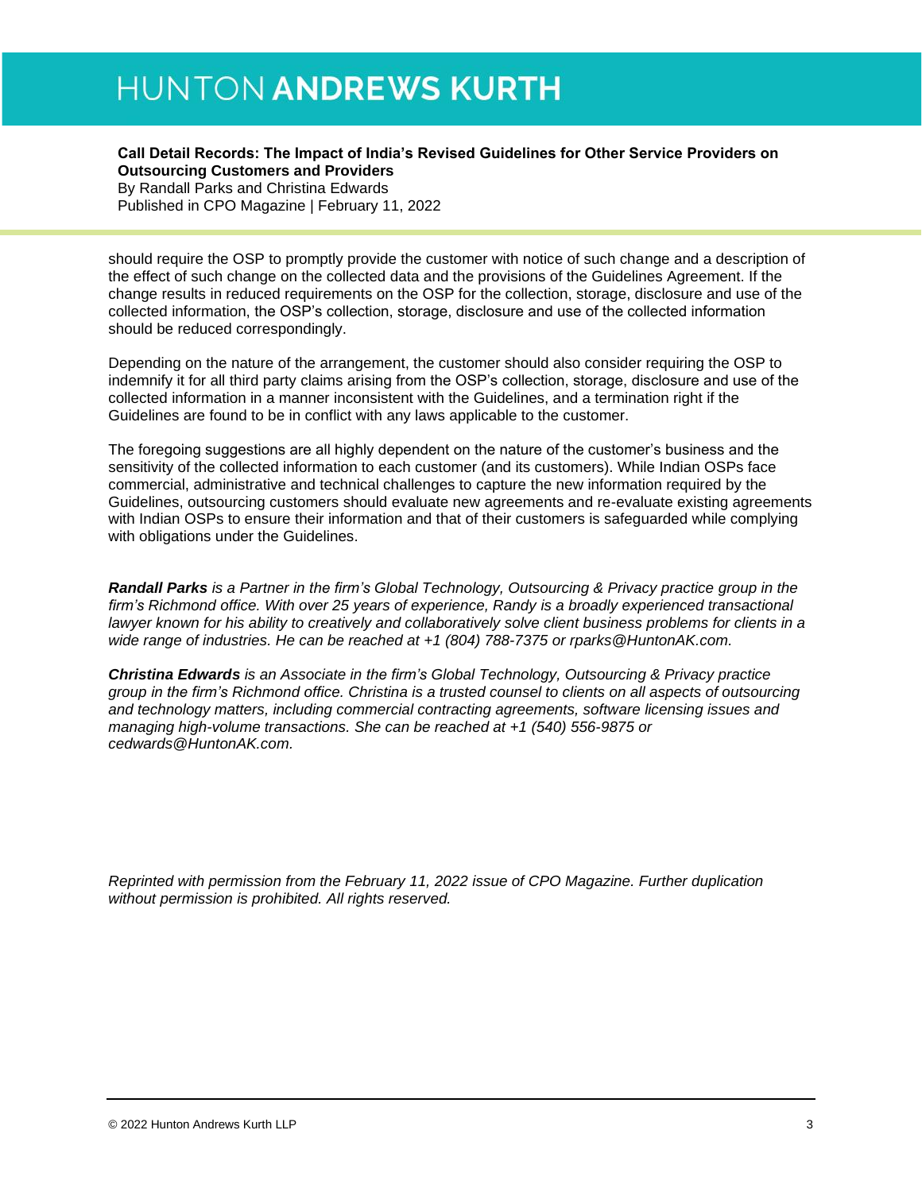should require the OSP to promptly provide the customer with notice of such change and a description of the effect of such change on the collected data and the provisions of the Guidelines Agreement. If the change results in reduced requirements on the OSP for the collection, storage, disclosure and use of the collected information, the OSP's collection, storage, disclosure and use of the collected information should be reduced correspondingly.

Depending on the nature of the arrangement, the customer should also consider requiring the OSP to indemnify it for all third party claims arising from the OSP's collection, storage, disclosure and use of the collected information in a manner inconsistent with the Guidelines, and a termination right if the Guidelines are found to be in conflict with any laws applicable to the customer.

The foregoing suggestions are all highly dependent on the nature of the customer's business and the sensitivity of the collected information to each customer (and its customers). While Indian OSPs face commercial, administrative and technical challenges to capture the new information required by the Guidelines, outsourcing customers should evaluate new agreements and re-evaluate existing agreements with Indian OSPs to ensure their information and that of their customers is safeguarded while complying with obligations under the Guidelines.

***Randall Parks*** *is a Partner in the firm's Global Technology, Outsourcing & Privacy practice group in the firm's Richmond office. With over 25 years of experience, Randy is a broadly experienced transactional lawyer known for his ability to creatively and collaboratively solve client business problems for clients in a wide range of industries. He can be reached at +1 (804) 788-7375 or rparks@HuntonAK.com.*

***Christina Edwards*** *is an Associate in the firm's Global Technology, Outsourcing & Privacy practice group in the firm's Richmond office. Christina is a trusted counsel to clients on all aspects of outsourcing and technology matters, including commercial contracting agreements, software licensing issues and managing high-volume transactions. She can be reached at +1 (540) 556-9875 or cedwards@HuntonAK.com.*

*Reprinted with permission from the February 11, 2022 issue of CPO Magazine. Further duplication without permission is prohibited. All rights reserved.*

© 2022 Hunton Andrews Kurth LLP